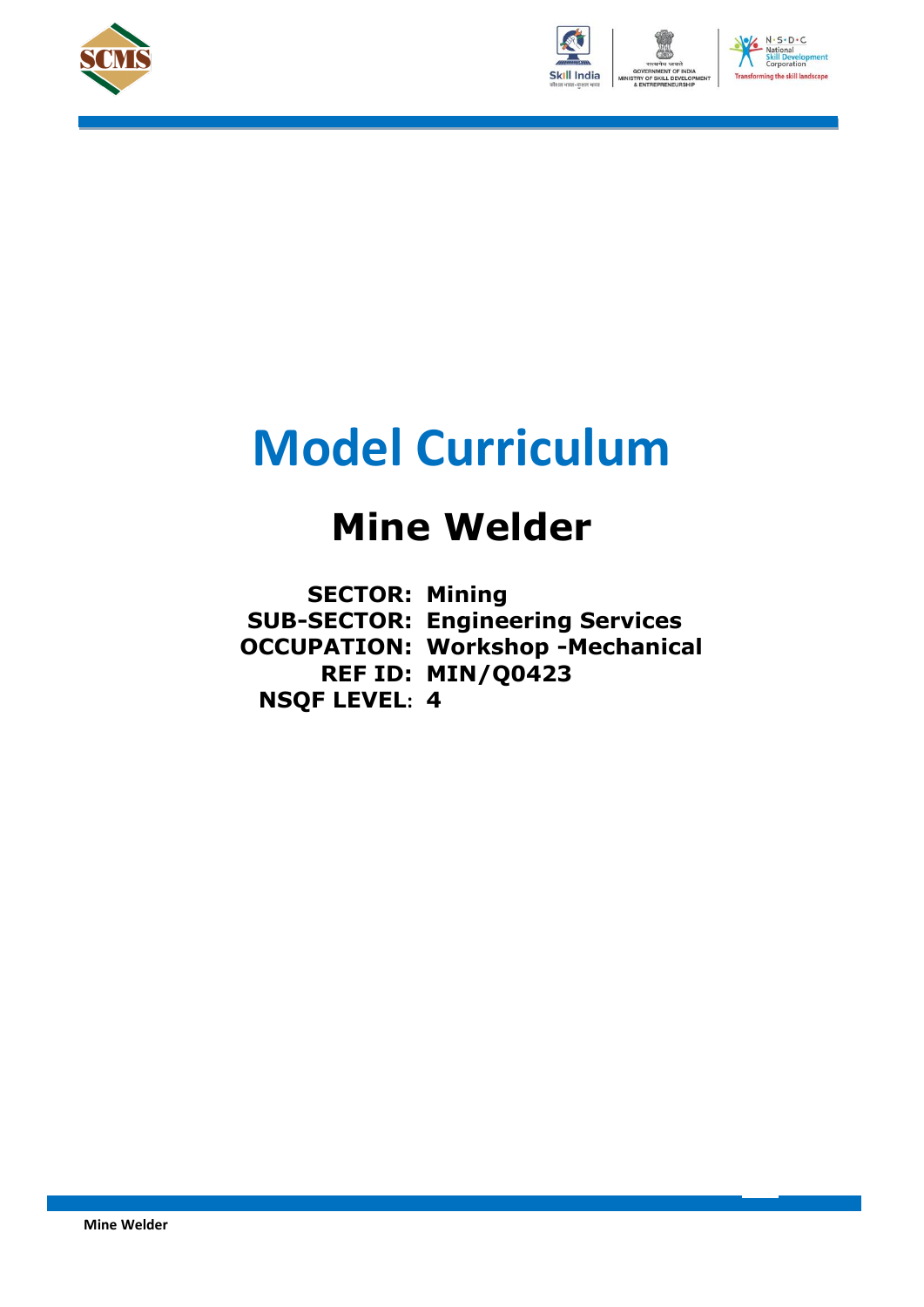# Model Curriculum

## Mine Welder

**SECTOR:** Mining
**SUB-SECTOR:** Engineering Services
**OCCUPATION:** Workshop -Mechanical
**REF ID:** MIN/Q0423
**NSQF LEVEL:** 4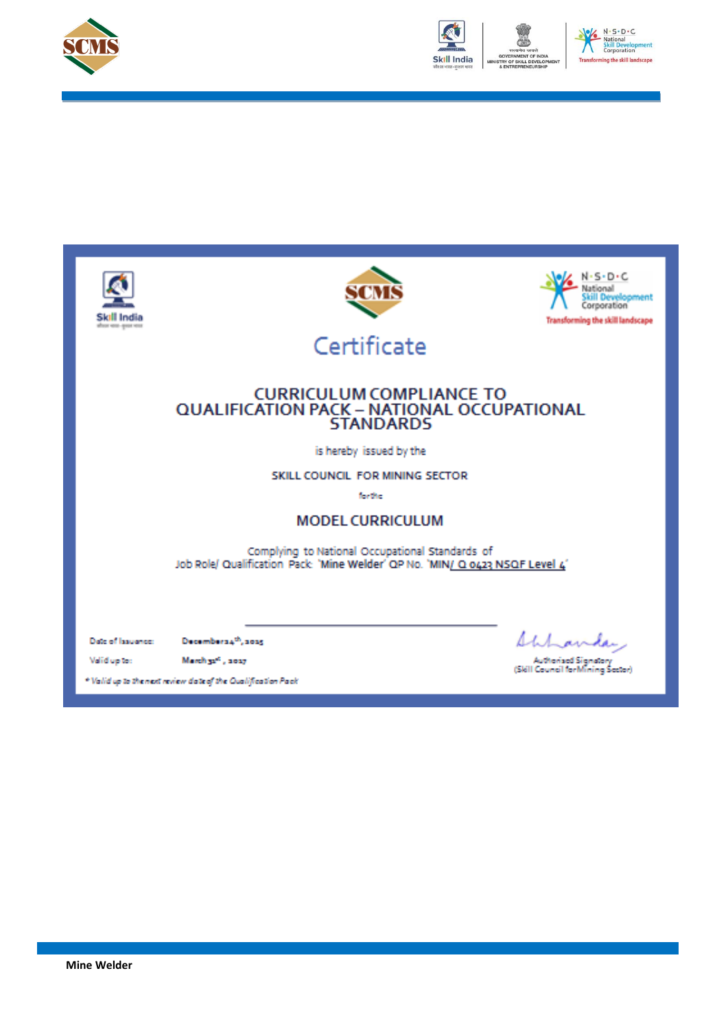# Certificate

## CURRICULUM COMPLIANCE TO QUALIFICATION PACK – NATIONAL OCCUPATIONAL STANDARDS

is hereby issued by the

SKILL COUNCIL FOR MINING SECTOR

for the

## MODEL CURRICULUM

Complying to National Occupational Standards of
Job Role/ Qualification Pack: 'Mine Welder' QP No. 'MIN/ Q 0423 NSQF Level 4'

Date of Issuance: December 24th, 2015

Valid up to: March 31st, 2017

*Valid up to the next review date of the Qualification Pack*

Authorised Signatory
(Skill Council for Mining Sector)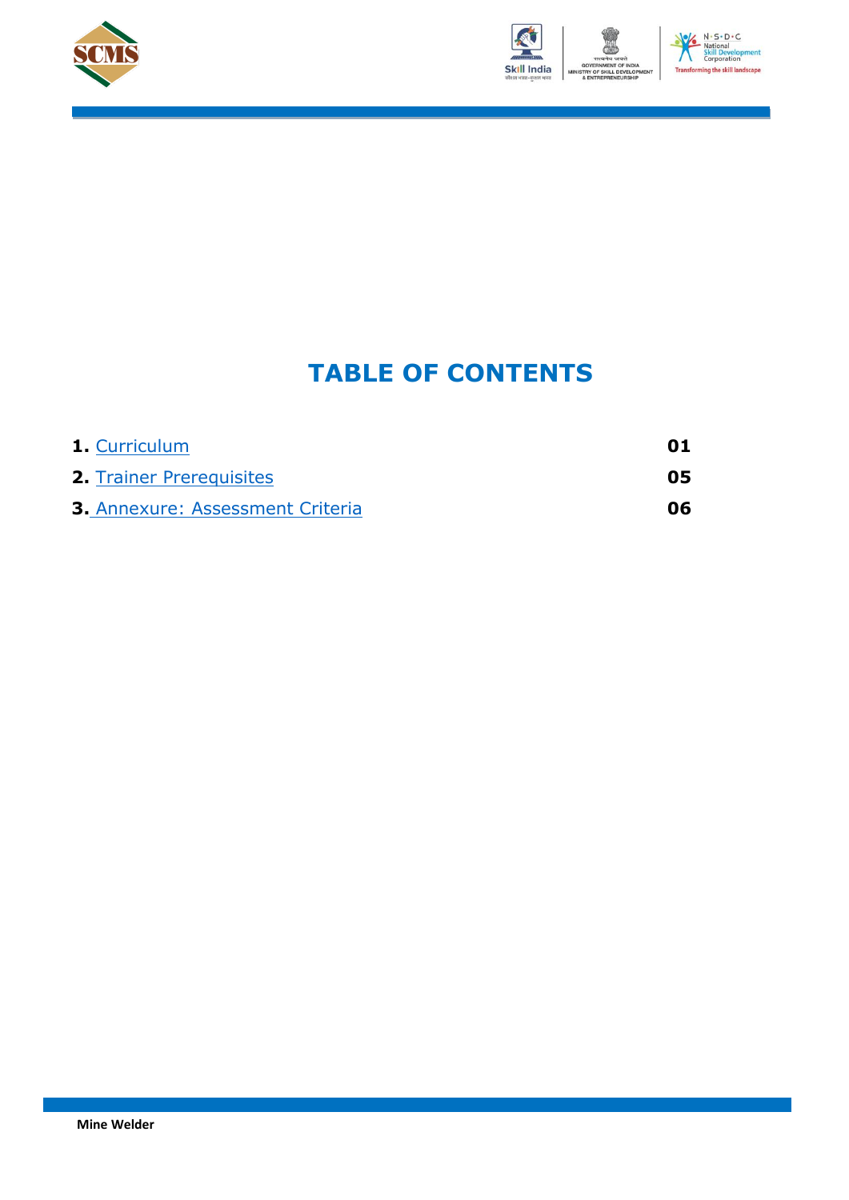# TABLE OF CONTENTS

| | |
|---|---|
| **1.** Curriculum | **01** |
| **2.** Trainer Prerequisites | **05** |
| **3.** Annexure: Assessment Criteria | **06** |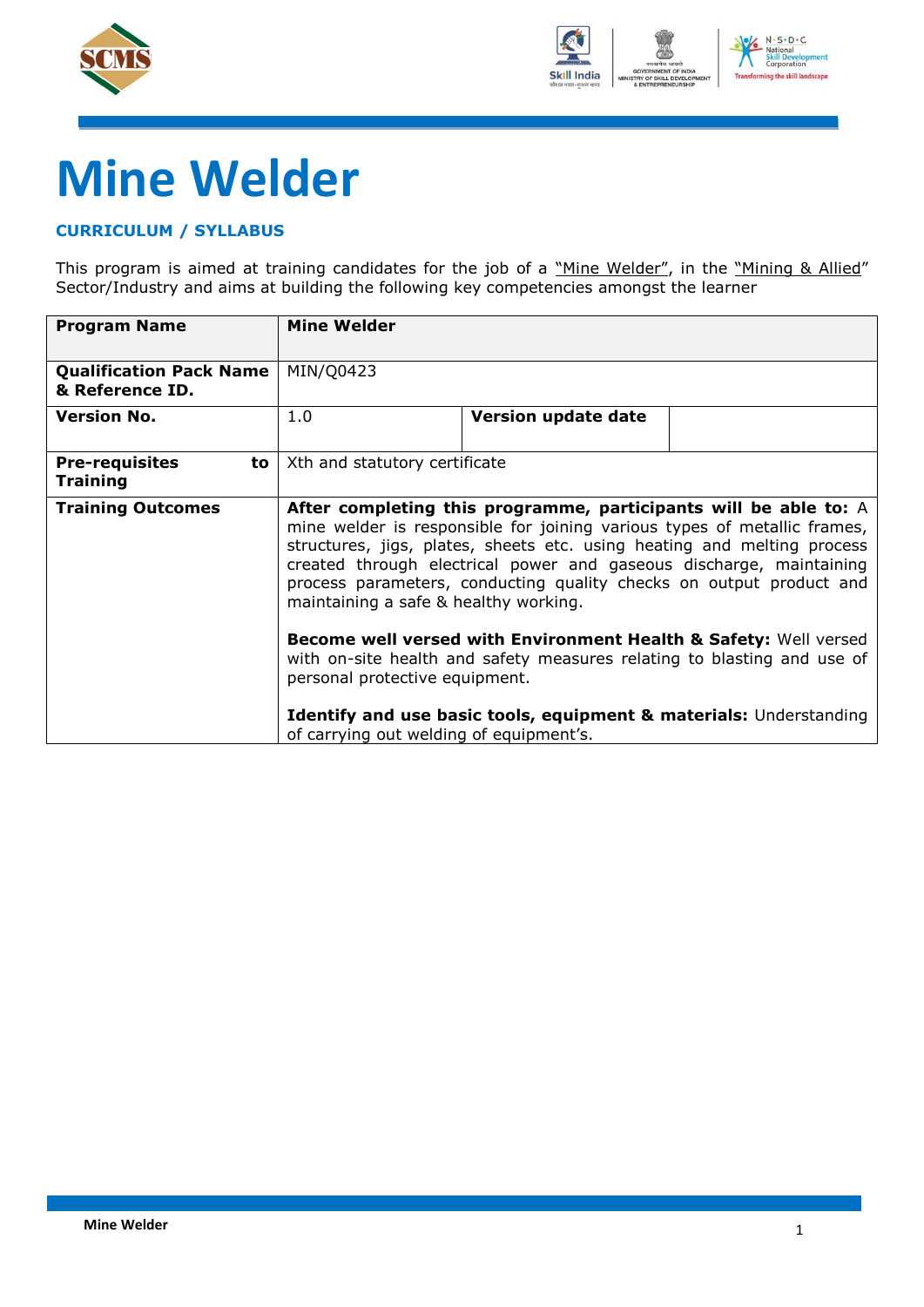# Mine Welder

## CURRICULUM / SYLLABUS

This program is aimed at training candidates for the job of a "Mine Welder", in the "Mining & Allied" Sector/Industry and aims at building the following key competencies amongst the learner

| **Program Name** | **Mine Welder** | | |
|---|---|---|---|
| **Qualification Pack Name & Reference ID.** | MIN/Q0423 | | |
| **Version No.** | 1.0 | **Version update date** | |
| **Pre-requisites to Training** | Xth and statutory certificate | | |
| **Training Outcomes** | **After completing this programme, participants will be able to:** A mine welder is responsible for joining various types of metallic frames, structures, jigs, plates, sheets etc. using heating and melting process created through electrical power and gaseous discharge, maintaining process parameters, conducting quality checks on output product and maintaining a safe & healthy working.<br><br>**Become well versed with Environment Health & Safety:** Well versed with on-site health and safety measures relating to blasting and use of personal protective equipment.<br><br>**Identify and use basic tools, equipment & materials:** Understanding of carrying out welding of equipment's. | | |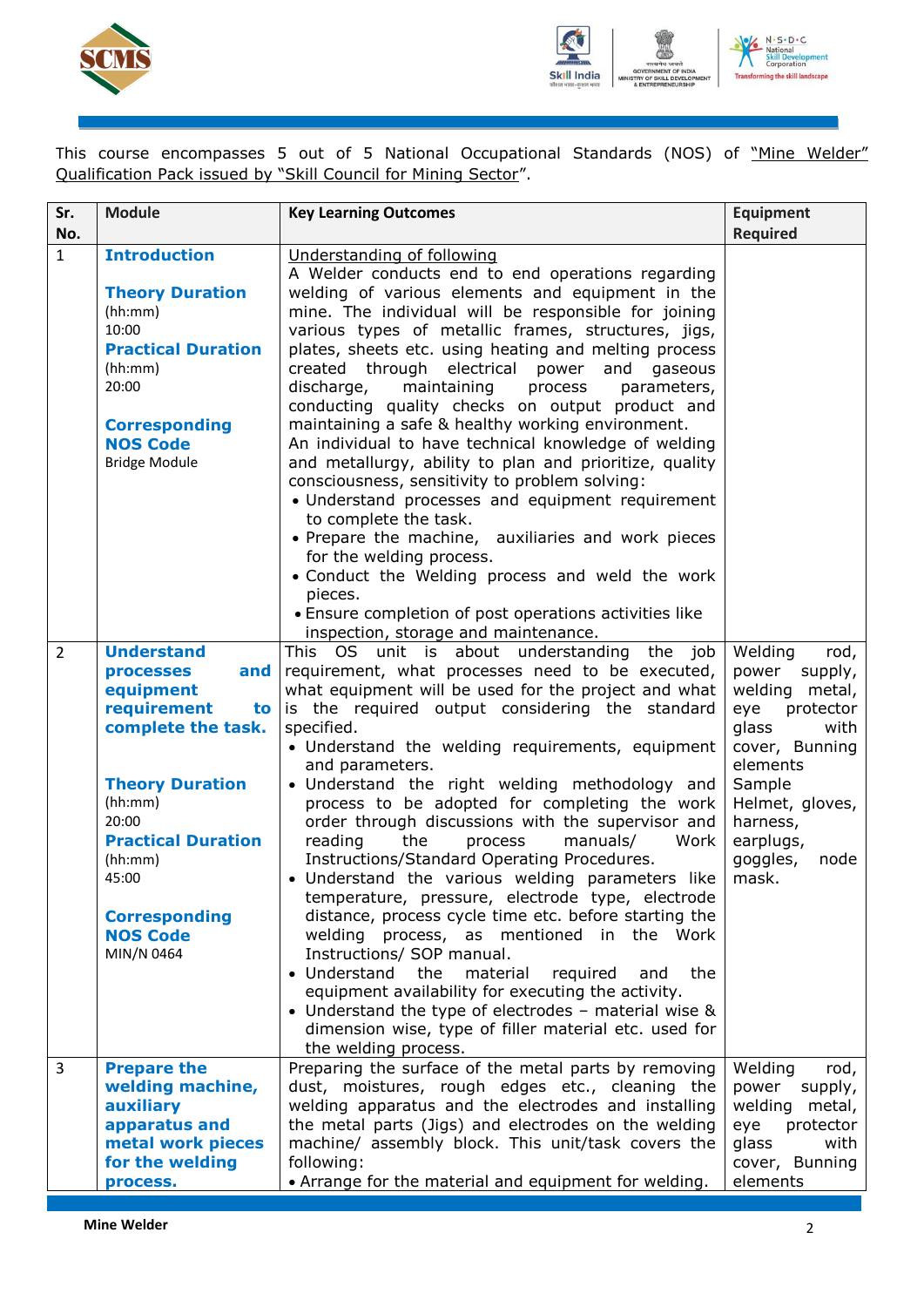This course encompasses 5 out of 5 National Occupational Standards (NOS) of "Mine Welder" Qualification Pack issued by "Skill Council for Mining Sector".

| Sr. No. | Module | Key Learning Outcomes | Equipment Required |
|---|---|---|---|
| 1 | **Introduction**<br><br>**Theory Duration** (hh:mm)<br>10:00<br>**Practical Duration** (hh:mm)<br>20:00<br><br>**Corresponding NOS Code**<br>Bridge Module | Understanding of following<br>A Welder conducts end to end operations regarding welding of various elements and equipment in the mine. The individual will be responsible for joining various types of metallic frames, structures, jigs, plates, sheets etc. using heating and melting process created through electrical power and gaseous discharge, maintaining process parameters, conducting quality checks on output product and maintaining a safe & healthy working environment.<br>An individual to have technical knowledge of welding and metallurgy, ability to plan and prioritize, quality consciousness, sensitivity to problem solving:<br>• Understand processes and equipment requirement to complete the task.<br>• Prepare the machine, auxiliaries and work pieces for the welding process.<br>• Conduct the Welding process and weld the work pieces.<br>• Ensure completion of post operations activities like inspection, storage and maintenance. | |
| 2 | **Understand processes and equipment requirement to complete the task.**<br><br>**Theory Duration** (hh:mm)<br>20:00<br>**Practical Duration** (hh:mm)<br>45:00<br><br>**Corresponding NOS Code**<br>MIN/N 0464 | This OS unit is about understanding the job requirement, what processes need to be executed, what equipment will be used for the project and what is the required output considering the standard specified.<br>• Understand the welding requirements, equipment and parameters.<br>• Understand the right welding methodology and process to be adopted for completing the work order through discussions with the supervisor and reading the process manuals/ Work Instructions/Standard Operating Procedures.<br>• Understand the various welding parameters like temperature, pressure, electrode type, electrode distance, process cycle time etc. before starting the welding process, as mentioned in the Work Instructions/ SOP manual.<br>• Understand the material required and the equipment availability for executing the activity.<br>• Understand the type of electrodes – material wise & dimension wise, type of filler material etc. used for the welding process. | Welding rod, power supply, welding metal, eye protector glass with cover, Bunning elements<br>Sample Helmet, gloves, harness, earplugs, goggles, node mask. |
| 3 | **Prepare the welding machine, auxiliary apparatus and metal work pieces for the welding process.** | Preparing the surface of the metal parts by removing dust, moistures, rough edges etc., cleaning the welding apparatus and the electrodes and installing the metal parts (Jigs) and electrodes on the welding machine/ assembly block. This unit/task covers the following:<br>• Arrange for the material and equipment for welding. | Welding rod, power supply, welding metal, eye protector glass with cover, Bunning elements |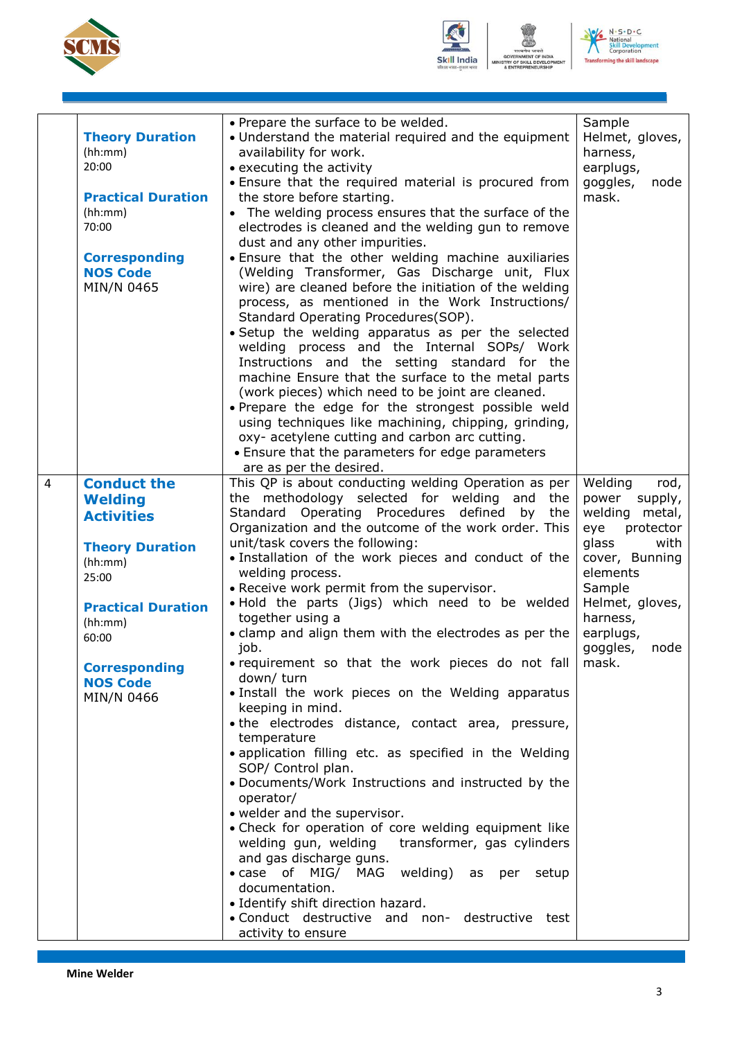| | | | |
|---|---|---|---|
| | **Theory Duration** (hh:mm) 20:00<br><br>**Practical Duration** (hh:mm) 70:00<br><br>**Corresponding NOS Code** MIN/N 0465 | • Prepare the surface to be welded.<br>• Understand the material required and the equipment availability for work.<br>• executing the activity<br>• Ensure that the required material is procured from the store before starting.<br>• The welding process ensures that the surface of the electrodes is cleaned and the welding gun to remove dust and any other impurities.<br>• Ensure that the other welding machine auxiliaries (Welding Transformer, Gas Discharge unit, Flux wire) are cleaned before the initiation of the welding process, as mentioned in the Work Instructions/ Standard Operating Procedures(SOP).<br>• Setup the welding apparatus as per the selected welding process and the Internal SOPs/ Work Instructions and the setting standard for the machine Ensure that the surface to the metal parts (work pieces) which need to be joint are cleaned.<br>• Prepare the edge for the strongest possible weld using techniques like machining, chipping, grinding, oxy- acetylene cutting and carbon arc cutting.<br>• Ensure that the parameters for edge parameters are as per the desired. | Sample Helmet, gloves, harness, earplugs, goggles, node mask. |
| 4 | **Conduct the Welding Activities**<br><br>**Theory Duration** (hh:mm) 25:00<br><br>**Practical Duration** (hh:mm) 60:00<br><br>**Corresponding NOS Code** MIN/N 0466 | This QP is about conducting welding Operation as per the methodology selected for welding and the Standard Operating Procedures defined by the Organization and the outcome of the work order. This unit/task covers the following:<br>• Installation of the work pieces and conduct of the welding process.<br>• Receive work permit from the supervisor.<br>• Hold the parts (Jigs) which need to be welded together using a<br>• clamp and align them with the electrodes as per the job.<br>• requirement so that the work pieces do not fall down/ turn<br>• Install the work pieces on the Welding apparatus keeping in mind.<br>• the electrodes distance, contact area, pressure, temperature<br>• application filling etc. as specified in the Welding SOP/ Control plan.<br>• Documents/Work Instructions and instructed by the operator/<br>• welder and the supervisor.<br>• Check for operation of core welding equipment like welding gun, welding transformer, gas cylinders and gas discharge guns.<br>• case of MIG/ MAG welding) as per setup documentation.<br>• Identify shift direction hazard.<br>• Conduct destructive and non- destructive test activity to ensure | Welding rod, power supply, welding metal, eye protector glass with cover, Bunning elements Sample Helmet, gloves, harness, earplugs, goggles, node mask. |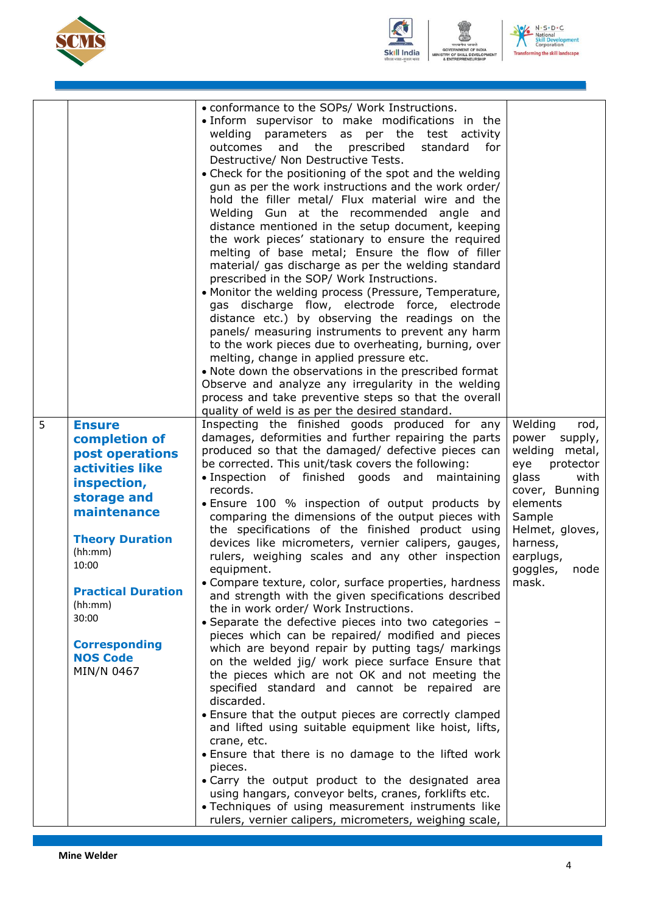| | | | |
|---|---|---|---|
| | | • conformance to the SOPs/ Work Instructions.<br>• Inform supervisor to make modifications in the welding parameters as per the test activity outcomes and the prescribed standard for Destructive/ Non Destructive Tests.<br>• Check for the positioning of the spot and the welding gun as per the work instructions and the work order/ hold the filler metal/ Flux material wire and the Welding Gun at the recommended angle and distance mentioned in the setup document, keeping the work pieces' stationary to ensure the required melting of base metal; Ensure the flow of filler material/ gas discharge as per the welding standard prescribed in the SOP/ Work Instructions.<br>• Monitor the welding process (Pressure, Temperature, gas discharge flow, electrode force, electrode distance etc.) by observing the readings on the panels/ measuring instruments to prevent any harm to the work pieces due to overheating, burning, over melting, change in applied pressure etc.<br>• Note down the observations in the prescribed format Observe and analyze any irregularity in the welding process and take preventive steps so that the overall quality of weld is as per the desired standard. | |
| 5 | **Ensure completion of post operations activities like inspection, storage and maintenance**<br><br>**Theory Duration**<br>(hh:mm)<br>10:00<br><br>**Practical Duration**<br>(hh:mm)<br>30:00<br><br>**Corresponding NOS Code**<br>MIN/N 0467 | Inspecting the finished goods produced for any damages, deformities and further repairing the parts produced so that the damaged/ defective pieces can be corrected. This unit/task covers the following:<br>• Inspection of finished goods and maintaining records.<br>• Ensure 100 % inspection of output products by comparing the dimensions of the output pieces with the specifications of the finished product using devices like micrometers, vernier calipers, gauges, rulers, weighing scales and any other inspection equipment.<br>• Compare texture, color, surface properties, hardness and strength with the given specifications described the in work order/ Work Instructions.<br>• Separate the defective pieces into two categories – pieces which can be repaired/ modified and pieces which are beyond repair by putting tags/ markings on the welded jig/ work piece surface Ensure that the pieces which are not OK and not meeting the specified standard and cannot be repaired are discarded.<br>• Ensure that the output pieces are correctly clamped and lifted using suitable equipment like hoist, lifts, crane, etc.<br>• Ensure that there is no damage to the lifted work pieces.<br>• Carry the output product to the designated area using hangars, conveyor belts, cranes, forklifts etc.<br>• Techniques of using measurement instruments like rulers, vernier calipers, micrometers, weighing scale, | Welding rod, power supply, welding metal, eye protector glass with cover, Bunning elements Sample Helmet, gloves, harness, earplugs, goggles, node mask. |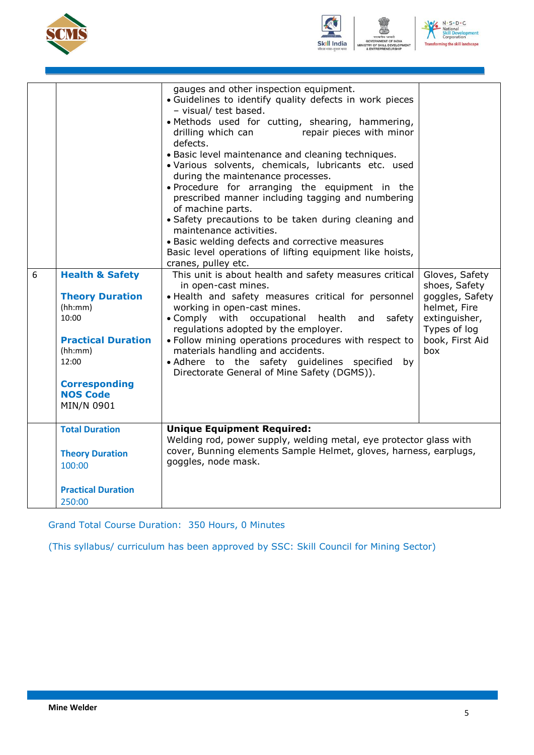| | | | |
|---|---|---|---|
| | | gauges and other inspection equipment.<br>• Guidelines to identify quality defects in work pieces – visual/ test based.<br>• Methods used for cutting, shearing, hammering, drilling which can repair pieces with minor defects.<br>• Basic level maintenance and cleaning techniques.<br>• Various solvents, chemicals, lubricants etc. used during the maintenance processes.<br>• Procedure for arranging the equipment in the prescribed manner including tagging and numbering of machine parts.<br>• Safety precautions to be taken during cleaning and maintenance activities.<br>• Basic welding defects and corrective measures<br>Basic level operations of lifting equipment like hoists, cranes, pulley etc. | |
| 6 | **Health & Safety**<br><br>**Theory Duration**<br>(hh:mm)<br>10:00<br><br>**Practical Duration**<br>(hh:mm)<br>12:00<br><br>**Corresponding NOS Code**<br>MIN/N 0901 | This unit is about health and safety measures critical in open-cast mines.<br>• Health and safety measures critical for personnel working in open-cast mines.<br>• Comply with occupational health and safety regulations adopted by the employer.<br>• Follow mining operations procedures with respect to materials handling and accidents.<br>• Adhere to the safety guidelines specified by Directorate General of Mine Safety (DGMS)). | Gloves, Safety shoes, Safety goggles, Safety helmet, Fire extinguisher, Types of log book, First Aid box |
| | **Total Duration**<br><br>**Theory Duration**<br>100:00<br><br>**Practical Duration**<br>250:00 | **Unique Equipment Required:**<br>Welding rod, power supply, welding metal, eye protector glass with cover, Bunning elements Sample Helmet, gloves, harness, earplugs, goggles, node mask. | |

Grand Total Course Duration: 350 Hours, 0 Minutes

(This syllabus/ curriculum has been approved by SSC: Skill Council for Mining Sector)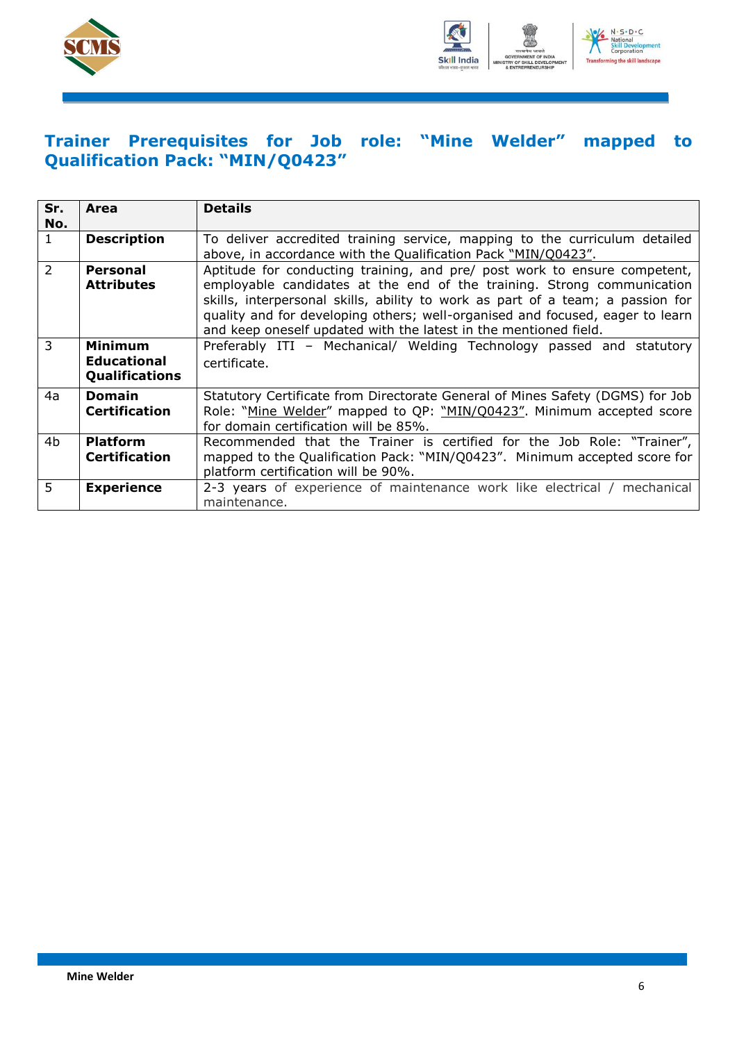## Trainer Prerequisites for Job role: "Mine Welder" mapped to Qualification Pack: "MIN/Q0423"

| Sr. No. | Area | Details |
|---|---|---|
| 1 | **Description** | To deliver accredited training service, mapping to the curriculum detailed above, in accordance with the Qualification Pack "MIN/Q0423". |
| 2 | **Personal Attributes** | Aptitude for conducting training, and pre/ post work to ensure competent, employable candidates at the end of the training. Strong communication skills, interpersonal skills, ability to work as part of a team; a passion for quality and for developing others; well-organised and focused, eager to learn and keep oneself updated with the latest in the mentioned field. |
| 3 | **Minimum Educational Qualifications** | Preferably ITI – Mechanical/ Welding Technology passed and statutory certificate. |
| 4a | **Domain Certification** | Statutory Certificate from Directorate General of Mines Safety (DGMS) for Job Role: "Mine Welder" mapped to QP: "MIN/Q0423". Minimum accepted score for domain certification will be 85%. |
| 4b | **Platform Certification** | Recommended that the Trainer is certified for the Job Role: "Trainer", mapped to the Qualification Pack: "MIN/Q0423". Minimum accepted score for platform certification will be 90%. |
| 5 | **Experience** | 2-3 years of experience of maintenance work like electrical / mechanical maintenance. |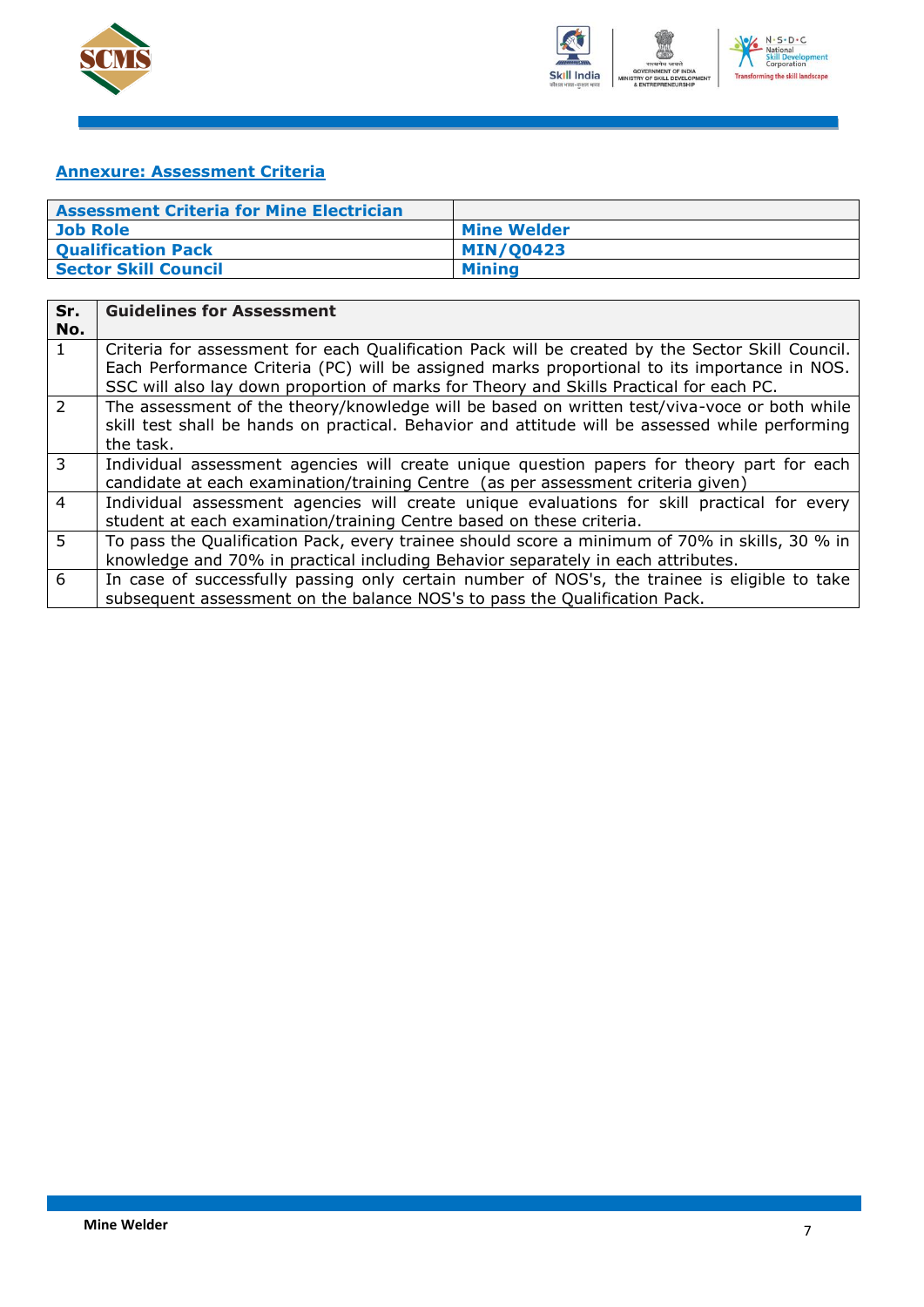## Annexure: Assessment Criteria

| Assessment Criteria for Mine Electrician | |
|---|---|
| Job Role | Mine Welder |
| Qualification Pack | MIN/Q0423 |
| Sector Skill Council | Mining |

| Sr. No. | Guidelines for Assessment |
|---|---|
| 1 | Criteria for assessment for each Qualification Pack will be created by the Sector Skill Council. Each Performance Criteria (PC) will be assigned marks proportional to its importance in NOS. SSC will also lay down proportion of marks for Theory and Skills Practical for each PC. |
| 2 | The assessment of the theory/knowledge will be based on written test/viva-voce or both while skill test shall be hands on practical. Behavior and attitude will be assessed while performing the task. |
| 3 | Individual assessment agencies will create unique question papers for theory part for each candidate at each examination/training Centre (as per assessment criteria given) |
| 4 | Individual assessment agencies will create unique evaluations for skill practical for every student at each examination/training Centre based on these criteria. |
| 5 | To pass the Qualification Pack, every trainee should score a minimum of 70% in skills, 30 % in knowledge and 70% in practical including Behavior separately in each attributes. |
| 6 | In case of successfully passing only certain number of NOS's, the trainee is eligible to take subsequent assessment on the balance NOS's to pass the Qualification Pack. |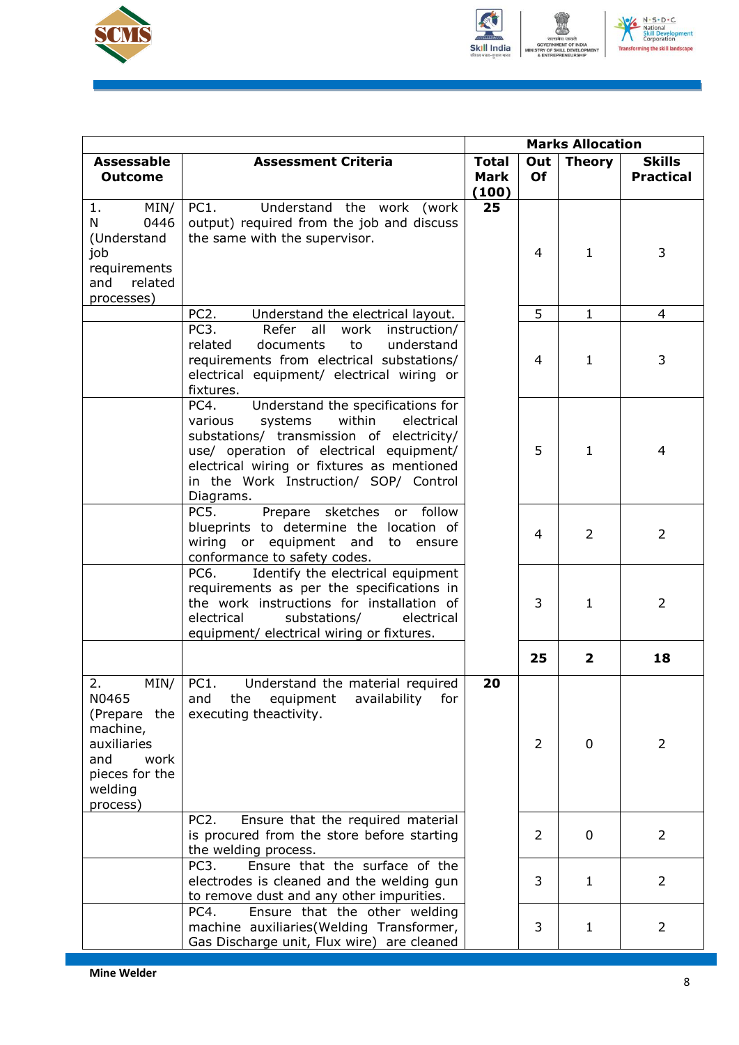| Assessable Outcome | Assessment Criteria | Marks Allocation | | | |
|---|---|---|---|---|---|
| | | Total Mark (100) | Out Of | Theory | Skills Practical |
| 1. MIN/ N 0446 (Understand job requirements and related processes) | PC1. Understand the work (work output) required from the job and discuss the same with the supervisor. | 25 | 4 | 1 | 3 |
| | PC2. Understand the electrical layout. | | 5 | 1 | 4 |
| | PC3. Refer all work instruction/ related documents to understand requirements from electrical substations/ electrical equipment/ electrical wiring or fixtures. | | 4 | 1 | 3 |
| | PC4. Understand the specifications for various systems within electrical substations/ transmission of electricity/ use/ operation of electrical equipment/ electrical wiring or fixtures as mentioned in the Work Instruction/ SOP/ Control Diagrams. | | 5 | 1 | 4 |
| | PC5. Prepare sketches or follow blueprints to determine the location of wiring or equipment and to ensure conformance to safety codes. | | 4 | 2 | 2 |
| | PC6. Identify the electrical equipment requirements as per the specifications in the work instructions for installation of electrical substations/ electrical equipment/ electrical wiring or fixtures. | | 3 | 1 | 2 |
| | | | **25** | **2** | **18** |
| 2. MIN/ N0465 (Prepare the machine, auxiliaries and work pieces for the welding process) | PC1. Understand the material required and the equipment availability for executing theactivity. | 20 | 2 | 0 | 2 |
| | PC2. Ensure that the required material is procured from the store before starting the welding process. | | 2 | 0 | 2 |
| | PC3. Ensure that the surface of the electrodes is cleaned and the welding gun to remove dust and any other impurities. | | 3 | 1 | 2 |
| | PC4. Ensure that the other welding machine auxiliaries(Welding Transformer, Gas Discharge unit, Flux wire) are cleaned | | 3 | 1 | 2 |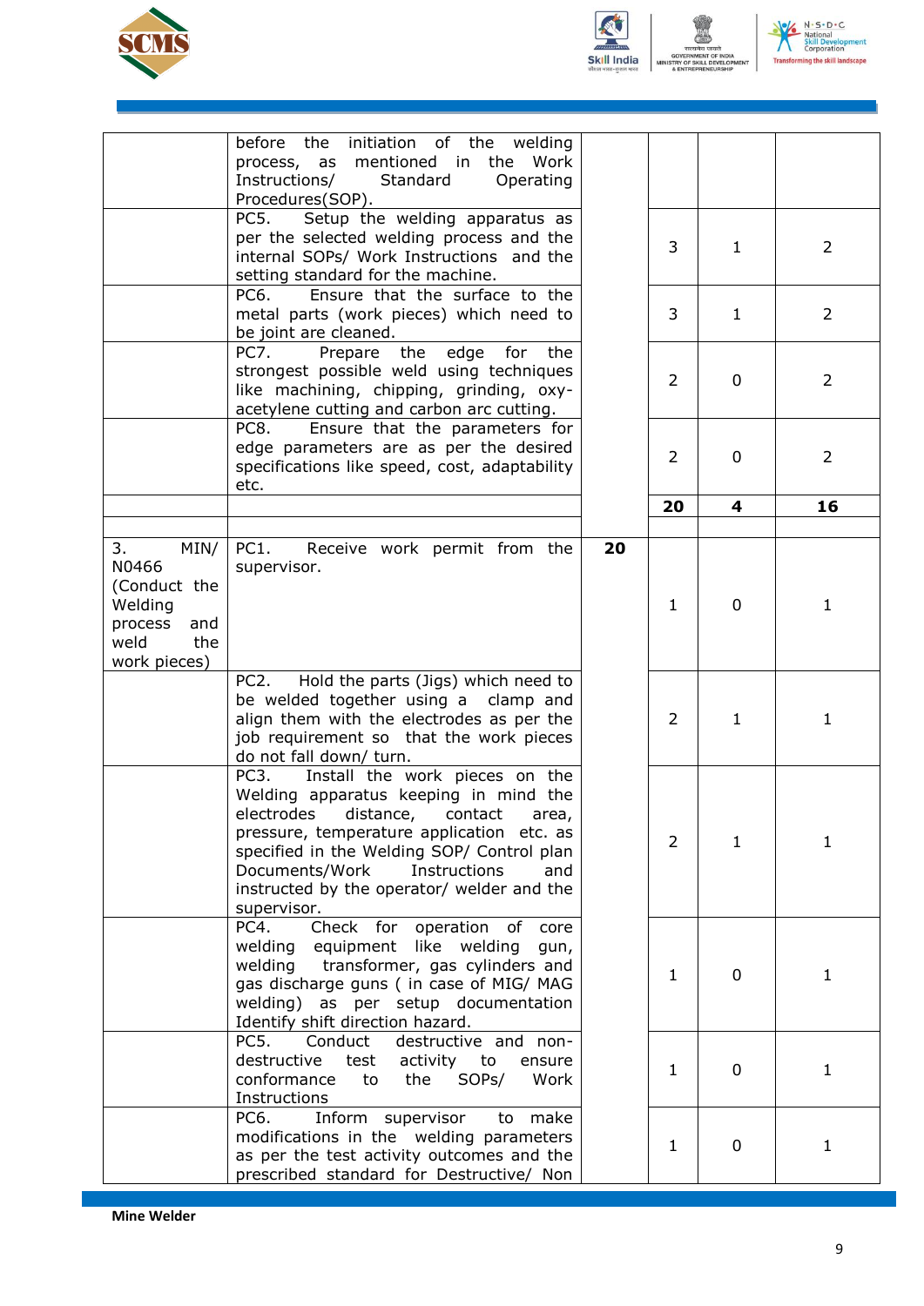| | | | | | |
|---|---|---|---|---|---|
| | before the initiation of the welding process, as mentioned in the Work Instructions/ Standard Operating Procedures(SOP). | | | | |
| | PC5. Setup the welding apparatus as per the selected welding process and the internal SOPs/ Work Instructions and the setting standard for the machine. | | 3 | 1 | 2 |
| | PC6. Ensure that the surface to the metal parts (work pieces) which need to be joint are cleaned. | | 3 | 1 | 2 |
| | PC7. Prepare the edge for the strongest possible weld using techniques like machining, chipping, grinding, oxy-acetylene cutting and carbon arc cutting. | | 2 | 0 | 2 |
| | PC8. Ensure that the parameters for edge parameters are as per the desired specifications like speed, cost, adaptability etc. | | 2 | 0 | 2 |
| | | | **20** | **4** | **16** |
| | | | | | |
| 3. MIN/ N0466 (Conduct the Welding process and weld the work pieces) | PC1. Receive work permit from the supervisor. | **20** | 1 | 0 | 1 |
| | PC2. Hold the parts (Jigs) which need to be welded together using a clamp and align them with the electrodes as per the job requirement so that the work pieces do not fall down/ turn. | | 2 | 1 | 1 |
| | PC3. Install the work pieces on the Welding apparatus keeping in mind the electrodes distance, contact area, pressure, temperature application etc. as specified in the Welding SOP/ Control plan Documents/Work Instructions and instructed by the operator/ welder and the supervisor. | | 2 | 1 | 1 |
| | PC4. Check for operation of core welding equipment like welding gun, welding transformer, gas cylinders and gas discharge guns ( in case of MIG/ MAG welding) as per setup documentation Identify shift direction hazard. | | 1 | 0 | 1 |
| | PC5. Conduct destructive and non-destructive test activity to ensure conformance to the SOPs/ Work Instructions | | 1 | 0 | 1 |
| | PC6. Inform supervisor to make modifications in the welding parameters as per the test activity outcomes and the prescribed standard for Destructive/ Non | | 1 | 0 | 1 |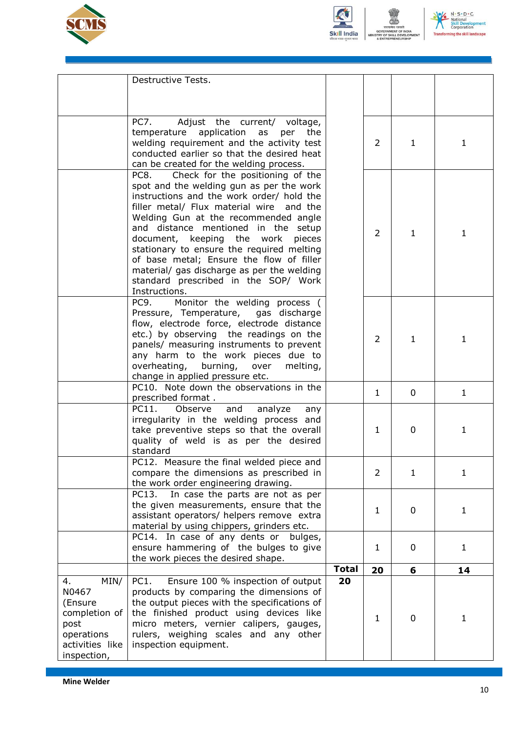| | | | | | |
|---|---|---|---|---|---|
| | Destructive Tests. | | | | |
| | PC7. Adjust the current/ voltage, temperature application as per the welding requirement and the activity test conducted earlier so that the desired heat can be created for the welding process. | | 2 | 1 | 1 |
| | PC8. Check for the positioning of the spot and the welding gun as per the work instructions and the work order/ hold the filler metal/ Flux material wire and the Welding Gun at the recommended angle and distance mentioned in the setup document, keeping the work pieces stationary to ensure the required melting of base metal; Ensure the flow of filler material/ gas discharge as per the welding standard prescribed in the SOP/ Work Instructions. | | 2 | 1 | 1 |
| | PC9. Monitor the welding process ( Pressure, Temperature, gas discharge flow, electrode force, electrode distance etc.) by observing the readings on the panels/ measuring instruments to prevent any harm to the work pieces due to overheating, burning, over melting, change in applied pressure etc. | | 2 | 1 | 1 |
| | PC10. Note down the observations in the prescribed format . | | 1 | 0 | 1 |
| | PC11. Observe and analyze any irregularity in the welding process and take preventive steps so that the overall quality of weld is as per the desired standard | | 1 | 0 | 1 |
| | PC12. Measure the final welded piece and compare the dimensions as prescribed in the work order engineering drawing. | | 2 | 1 | 1 |
| | PC13. In case the parts are not as per the given measurements, ensure that the assistant operators/ helpers remove extra material by using chippers, grinders etc. | | 1 | 0 | 1 |
| | PC14. In case of any dents or bulges, ensure hammering of the bulges to give the work pieces the desired shape. | | 1 | 0 | 1 |
| | | **Total** | **20** | **6** | **14** |
| 4. MIN/ N0467 (Ensure completion of post operations activities like inspection, | PC1. Ensure 100 % inspection of output products by comparing the dimensions of the output pieces with the specifications of the finished product using devices like micro meters, vernier calipers, gauges, rulers, weighing scales and any other inspection equipment. | **20** | 1 | 0 | 1 |

**Mine Welder**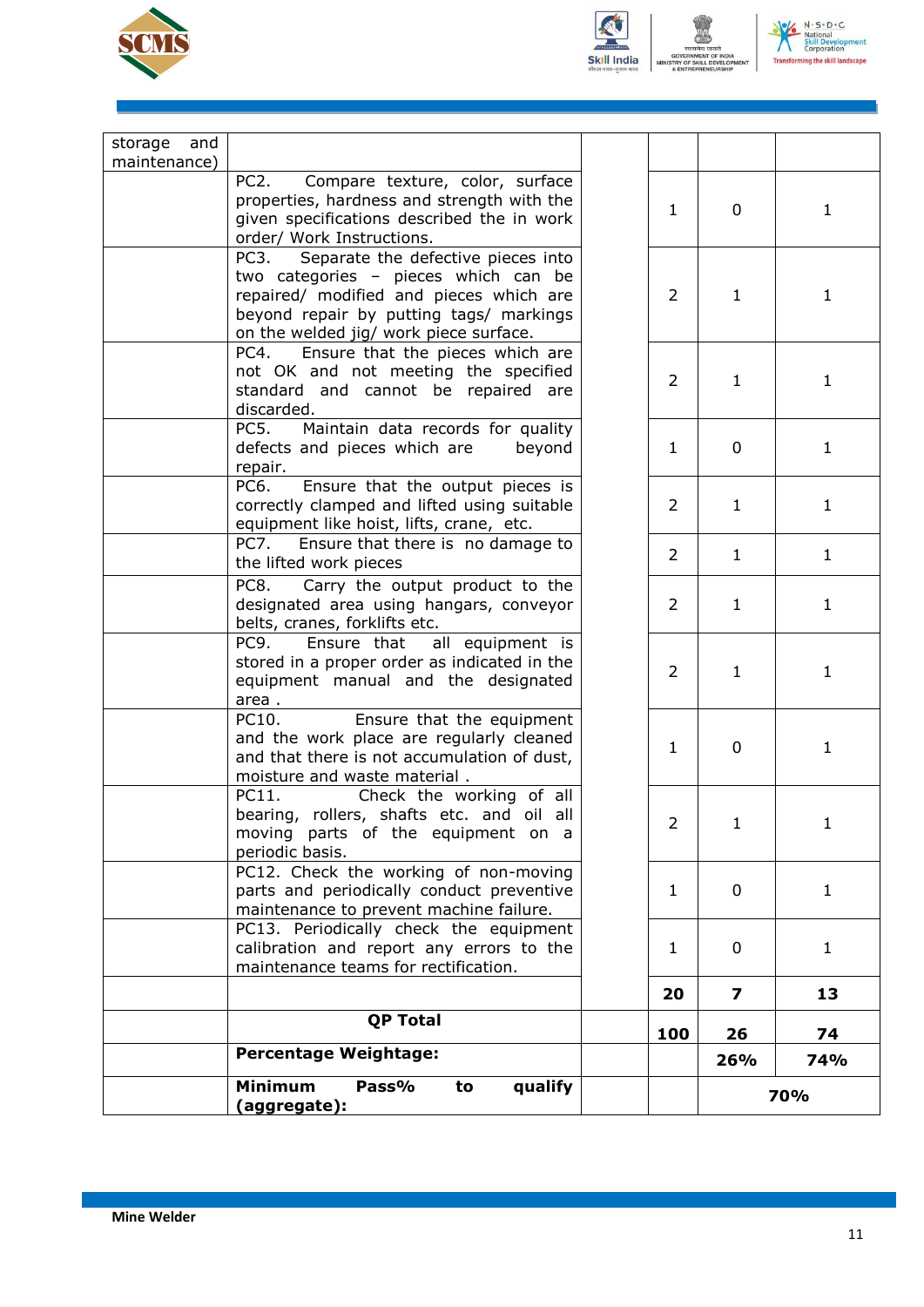| | | | | | |
|---|---|---|---|---|---|
| storage and maintenance) | | | | | |
| | PC2. Compare texture, color, surface properties, hardness and strength with the given specifications described the in work order/ Work Instructions. | | 1 | 0 | 1 |
| | PC3. Separate the defective pieces into two categories – pieces which can be repaired/ modified and pieces which are beyond repair by putting tags/ markings on the welded jig/ work piece surface. | | 2 | 1 | 1 |
| | PC4. Ensure that the pieces which are not OK and not meeting the specified standard and cannot be repaired are discarded. | | 2 | 1 | 1 |
| | PC5. Maintain data records for quality defects and pieces which are beyond repair. | | 1 | 0 | 1 |
| | PC6. Ensure that the output pieces is correctly clamped and lifted using suitable equipment like hoist, lifts, crane, etc. | | 2 | 1 | 1 |
| | PC7. Ensure that there is no damage to the lifted work pieces | | 2 | 1 | 1 |
| | PC8. Carry the output product to the designated area using hangars, conveyor belts, cranes, forklifts etc. | | 2 | 1 | 1 |
| | PC9. Ensure that all equipment is stored in a proper order as indicated in the equipment manual and the designated area . | | 2 | 1 | 1 |
| | PC10. Ensure that the equipment and the work place are regularly cleaned and that there is not accumulation of dust, moisture and waste material . | | 1 | 0 | 1 |
| | PC11. Check the working of all bearing, rollers, shafts etc. and oil all moving parts of the equipment on a periodic basis. | | 2 | 1 | 1 |
| | PC12. Check the working of non-moving parts and periodically conduct preventive maintenance to prevent machine failure. | | 1 | 0 | 1 |
| | PC13. Periodically check the equipment calibration and report any errors to the maintenance teams for rectification. | | 1 | 0 | 1 |
| | | | **20** | **7** | **13** |
| | **QP Total** | | **100** | **26** | **74** |
| | **Percentage Weightage:** | | | **26%** | **74%** |
| | **Minimum Pass% to qualify (aggregate):** | | | **70%** | |